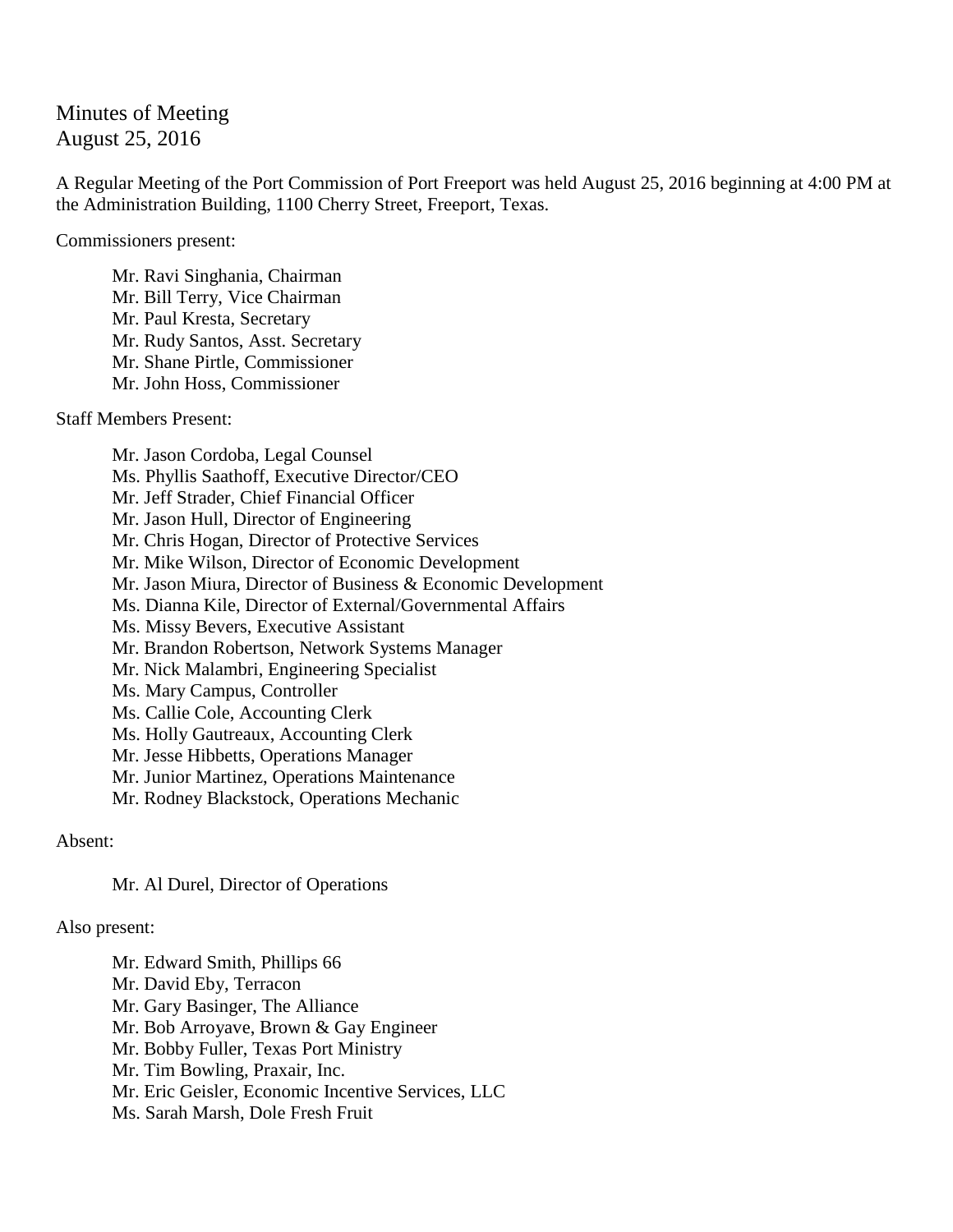# Minutes of Meeting
August 25, 2016

A Regular Meeting of the Port Commission of Port Freeport was held August 25, 2016 beginning at 4:00 PM at the Administration Building, 1100 Cherry Street, Freeport, Texas.

Commissioners present:

- Mr. Ravi Singhania, Chairman
- Mr. Bill Terry, Vice Chairman
- Mr. Paul Kresta, Secretary
- Mr. Rudy Santos, Asst. Secretary
- Mr. Shane Pirtle, Commissioner
- Mr. John Hoss, Commissioner

Staff Members Present:

- Mr. Jason Cordoba, Legal Counsel
- Ms. Phyllis Saathoff, Executive Director/CEO
- Mr. Jeff Strader, Chief Financial Officer
- Mr. Jason Hull, Director of Engineering
- Mr. Chris Hogan, Director of Protective Services
- Mr. Mike Wilson, Director of Economic Development
- Mr. Jason Miura, Director of Business & Economic Development
- Ms. Dianna Kile, Director of External/Governmental Affairs
- Ms. Missy Bevers, Executive Assistant
- Mr. Brandon Robertson, Network Systems Manager
- Mr. Nick Malambri, Engineering Specialist
- Ms. Mary Campus, Controller
- Ms. Callie Cole, Accounting Clerk
- Ms. Holly Gautreaux, Accounting Clerk
- Mr. Jesse Hibbetts, Operations Manager
- Mr. Junior Martinez, Operations Maintenance
- Mr. Rodney Blackstock, Operations Mechanic

Absent:

- Mr. Al Durel, Director of Operations

Also present:

- Mr. Edward Smith, Phillips 66
- Mr. David Eby, Terracon
- Mr. Gary Basinger, The Alliance
- Mr. Bob Arroyave, Brown & Gay Engineer
- Mr. Bobby Fuller, Texas Port Ministry
- Mr. Tim Bowling, Praxair, Inc.
- Mr. Eric Geisler, Economic Incentive Services, LLC
- Ms. Sarah Marsh, Dole Fresh Fruit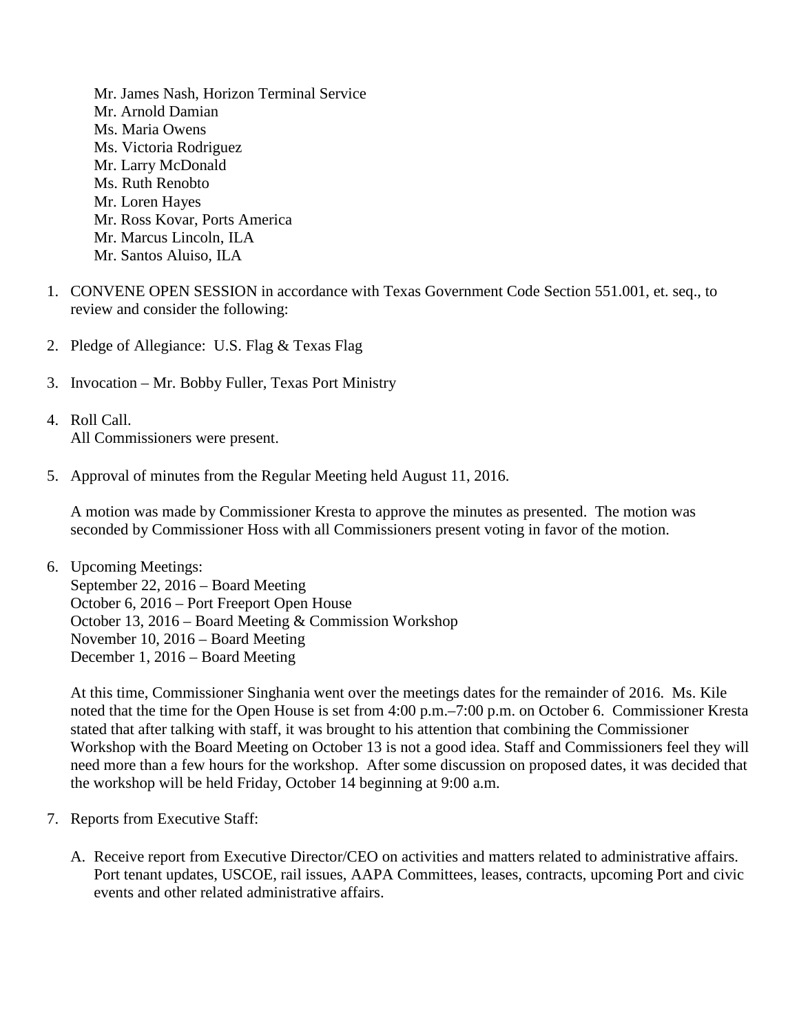Mr. James Nash, Horizon Terminal Service
Mr. Arnold Damian
Ms. Maria Owens
Ms. Victoria Rodriguez
Mr. Larry McDonald
Ms. Ruth Renobto
Mr. Loren Hayes
Mr. Ross Kovar, Ports America
Mr. Marcus Lincoln, ILA
Mr. Santos Aluiso, ILA

1. CONVENE OPEN SESSION in accordance with Texas Government Code Section 551.001, et. seq., to review and consider the following:

2. Pledge of Allegiance: U.S. Flag & Texas Flag

3. Invocation – Mr. Bobby Fuller, Texas Port Ministry

4. Roll Call.
   All Commissioners were present.

5. Approval of minutes from the Regular Meeting held August 11, 2016.

   A motion was made by Commissioner Kresta to approve the minutes as presented. The motion was seconded by Commissioner Hoss with all Commissioners present voting in favor of the motion.

6. Upcoming Meetings:
   September 22, 2016 – Board Meeting
   October 6, 2016 – Port Freeport Open House
   October 13, 2016 – Board Meeting & Commission Workshop
   November 10, 2016 – Board Meeting
   December 1, 2016 – Board Meeting

   At this time, Commissioner Singhania went over the meetings dates for the remainder of 2016. Ms. Kile noted that the time for the Open House is set from 4:00 p.m.–7:00 p.m. on October 6. Commissioner Kresta stated that after talking with staff, it was brought to his attention that combining the Commissioner Workshop with the Board Meeting on October 13 is not a good idea. Staff and Commissioners feel they will need more than a few hours for the workshop. After some discussion on proposed dates, it was decided that the workshop will be held Friday, October 14 beginning at 9:00 a.m.

7. Reports from Executive Staff:

   A. Receive report from Executive Director/CEO on activities and matters related to administrative affairs. Port tenant updates, USCOE, rail issues, AAPA Committees, leases, contracts, upcoming Port and civic events and other related administrative affairs.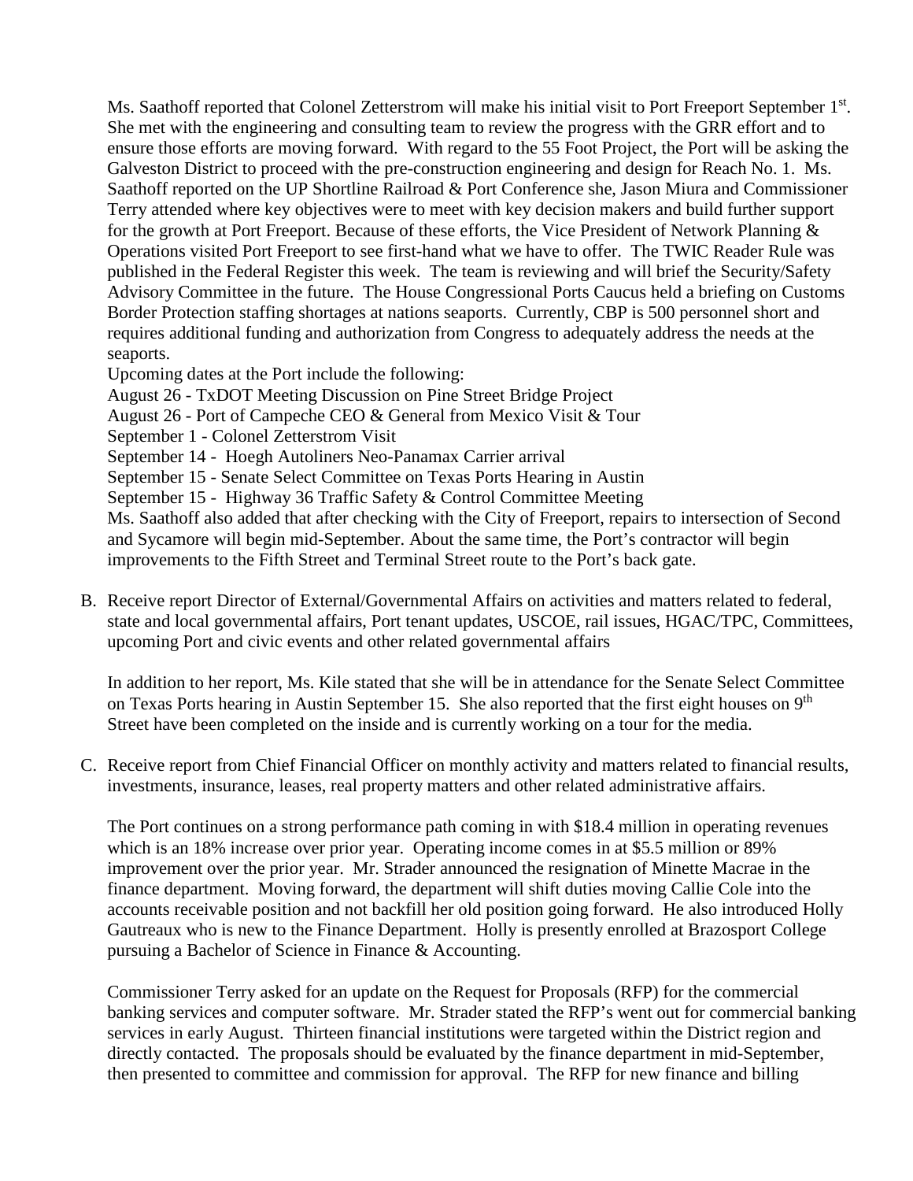Ms. Saathoff reported that Colonel Zetterstrom will make his initial visit to Port Freeport September 1st. She met with the engineering and consulting team to review the progress with the GRR effort and to ensure those efforts are moving forward. With regard to the 55 Foot Project, the Port will be asking the Galveston District to proceed with the pre-construction engineering and design for Reach No. 1. Ms. Saathoff reported on the UP Shortline Railroad & Port Conference she, Jason Miura and Commissioner Terry attended where key objectives were to meet with key decision makers and build further support for the growth at Port Freeport. Because of these efforts, the Vice President of Network Planning & Operations visited Port Freeport to see first-hand what we have to offer. The TWIC Reader Rule was published in the Federal Register this week. The team is reviewing and will brief the Security/Safety Advisory Committee in the future. The House Congressional Ports Caucus held a briefing on Customs Border Protection staffing shortages at nations seaports. Currently, CBP is 500 personnel short and requires additional funding and authorization from Congress to adequately address the needs at the seaports.

Upcoming dates at the Port include the following:

August 26 - TxDOT Meeting Discussion on Pine Street Bridge Project
August 26 - Port of Campeche CEO & General from Mexico Visit & Tour
September 1 - Colonel Zetterstrom Visit
September 14 - Hoegh Autoliners Neo-Panamax Carrier arrival
September 15 - Senate Select Committee on Texas Ports Hearing in Austin
September 15 - Highway 36 Traffic Safety & Control Committee Meeting

Ms. Saathoff also added that after checking with the City of Freeport, repairs to intersection of Second and Sycamore will begin mid-September. About the same time, the Port's contractor will begin improvements to the Fifth Street and Terminal Street route to the Port's back gate.

B. Receive report Director of External/Governmental Affairs on activities and matters related to federal, state and local governmental affairs, Port tenant updates, USCOE, rail issues, HGAC/TPC, Committees, upcoming Port and civic events and other related governmental affairs

In addition to her report, Ms. Kile stated that she will be in attendance for the Senate Select Committee on Texas Ports hearing in Austin September 15. She also reported that the first eight houses on 9th Street have been completed on the inside and is currently working on a tour for the media.

C. Receive report from Chief Financial Officer on monthly activity and matters related to financial results, investments, insurance, leases, real property matters and other related administrative affairs.

The Port continues on a strong performance path coming in with $18.4 million in operating revenues which is an 18% increase over prior year. Operating income comes in at $5.5 million or 89% improvement over the prior year. Mr. Strader announced the resignation of Minette Macrae in the finance department. Moving forward, the department will shift duties moving Callie Cole into the accounts receivable position and not backfill her old position going forward. He also introduced Holly Gautreaux who is new to the Finance Department. Holly is presently enrolled at Brazosport College pursuing a Bachelor of Science in Finance & Accounting.

Commissioner Terry asked for an update on the Request for Proposals (RFP) for the commercial banking services and computer software. Mr. Strader stated the RFP's went out for commercial banking services in early August. Thirteen financial institutions were targeted within the District region and directly contacted. The proposals should be evaluated by the finance department in mid-September, then presented to committee and commission for approval. The RFP for new finance and billing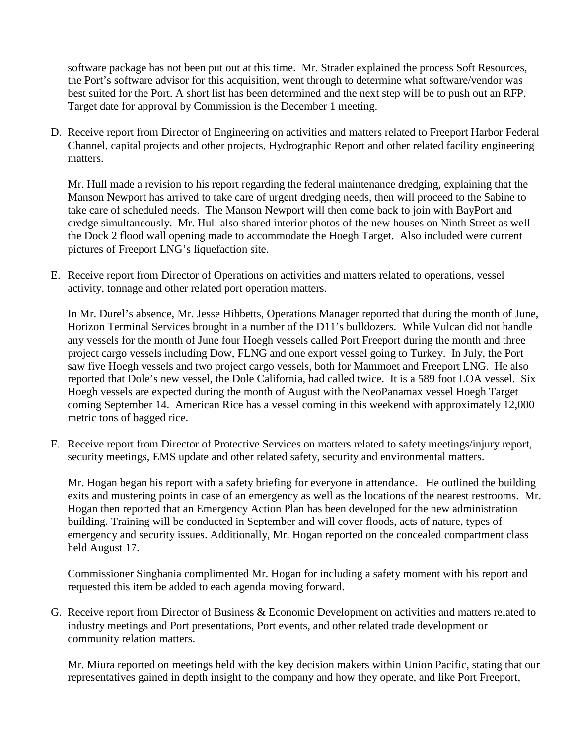software package has not been put out at this time. Mr. Strader explained the process Soft Resources, the Port's software advisor for this acquisition, went through to determine what software/vendor was best suited for the Port. A short list has been determined and the next step will be to push out an RFP. Target date for approval by Commission is the December 1 meeting.

D. Receive report from Director of Engineering on activities and matters related to Freeport Harbor Federal Channel, capital projects and other projects, Hydrographic Report and other related facility engineering matters.

   Mr. Hull made a revision to his report regarding the federal maintenance dredging, explaining that the Manson Newport has arrived to take care of urgent dredging needs, then will proceed to the Sabine to take care of scheduled needs. The Manson Newport will then come back to join with BayPort and dredge simultaneously. Mr. Hull also shared interior photos of the new houses on Ninth Street as well the Dock 2 flood wall opening made to accommodate the Hoegh Target. Also included were current pictures of Freeport LNG's liquefaction site.

E. Receive report from Director of Operations on activities and matters related to operations, vessel activity, tonnage and other related port operation matters.

   In Mr. Durel's absence, Mr. Jesse Hibbetts, Operations Manager reported that during the month of June, Horizon Terminal Services brought in a number of the D11's bulldozers. While Vulcan did not handle any vessels for the month of June four Hoegh vessels called Port Freeport during the month and three project cargo vessels including Dow, FLNG and one export vessel going to Turkey. In July, the Port saw five Hoegh vessels and two project cargo vessels, both for Mammoet and Freeport LNG. He also reported that Dole's new vessel, the Dole California, had called twice. It is a 589 foot LOA vessel. Six Hoegh vessels are expected during the month of August with the NeoPanamax vessel Hoegh Target coming September 14. American Rice has a vessel coming in this weekend with approximately 12,000 metric tons of bagged rice.

F. Receive report from Director of Protective Services on matters related to safety meetings/injury report, security meetings, EMS update and other related safety, security and environmental matters.

   Mr. Hogan began his report with a safety briefing for everyone in attendance. He outlined the building exits and mustering points in case of an emergency as well as the locations of the nearest restrooms. Mr. Hogan then reported that an Emergency Action Plan has been developed for the new administration building. Training will be conducted in September and will cover floods, acts of nature, types of emergency and security issues. Additionally, Mr. Hogan reported on the concealed compartment class held August 17.

   Commissioner Singhania complimented Mr. Hogan for including a safety moment with his report and requested this item be added to each agenda moving forward.

G. Receive report from Director of Business & Economic Development on activities and matters related to industry meetings and Port presentations, Port events, and other related trade development or community relation matters.

   Mr. Miura reported on meetings held with the key decision makers within Union Pacific, stating that our representatives gained in depth insight to the company and how they operate, and like Port Freeport,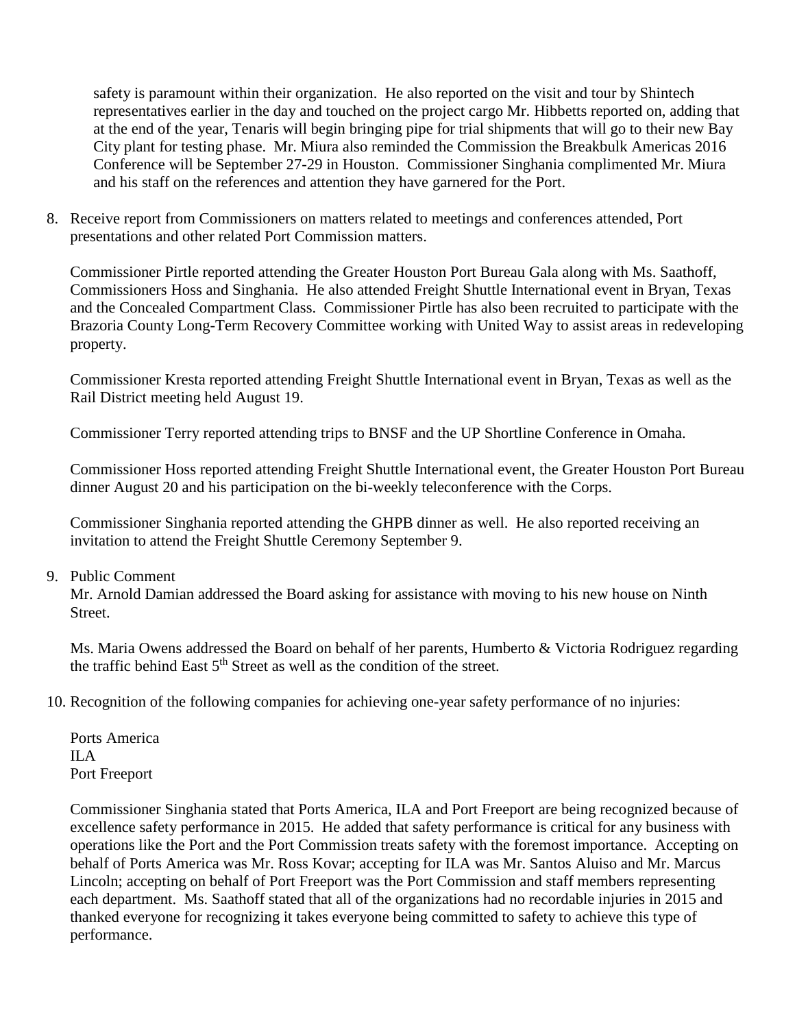safety is paramount within their organization. He also reported on the visit and tour by Shintech representatives earlier in the day and touched on the project cargo Mr. Hibbetts reported on, adding that at the end of the year, Tenaris will begin bringing pipe for trial shipments that will go to their new Bay City plant for testing phase. Mr. Miura also reminded the Commission the Breakbulk Americas 2016 Conference will be September 27-29 in Houston. Commissioner Singhania complimented Mr. Miura and his staff on the references and attention they have garnered for the Port.

8. Receive report from Commissioners on matters related to meetings and conferences attended, Port presentations and other related Port Commission matters.

   Commissioner Pirtle reported attending the Greater Houston Port Bureau Gala along with Ms. Saathoff, Commissioners Hoss and Singhania. He also attended Freight Shuttle International event in Bryan, Texas and the Concealed Compartment Class. Commissioner Pirtle has also been recruited to participate with the Brazoria County Long-Term Recovery Committee working with United Way to assist areas in redeveloping property.

   Commissioner Kresta reported attending Freight Shuttle International event in Bryan, Texas as well as the Rail District meeting held August 19.

   Commissioner Terry reported attending trips to BNSF and the UP Shortline Conference in Omaha.

   Commissioner Hoss reported attending Freight Shuttle International event, the Greater Houston Port Bureau dinner August 20 and his participation on the bi-weekly teleconference with the Corps.

   Commissioner Singhania reported attending the GHPB dinner as well. He also reported receiving an invitation to attend the Freight Shuttle Ceremony September 9.

9. Public Comment

   Mr. Arnold Damian addressed the Board asking for assistance with moving to his new house on Ninth Street.

   Ms. Maria Owens addressed the Board on behalf of her parents, Humberto & Victoria Rodriguez regarding the traffic behind East 5th Street as well as the condition of the street.

10. Recognition of the following companies for achieving one-year safety performance of no injuries:

    Ports America
    ILA
    Port Freeport

    Commissioner Singhania stated that Ports America, ILA and Port Freeport are being recognized because of excellence safety performance in 2015. He added that safety performance is critical for any business with operations like the Port and the Port Commission treats safety with the foremost importance. Accepting on behalf of Ports America was Mr. Ross Kovar; accepting for ILA was Mr. Santos Aluiso and Mr. Marcus Lincoln; accepting on behalf of Port Freeport was the Port Commission and staff members representing each department. Ms. Saathoff stated that all of the organizations had no recordable injuries in 2015 and thanked everyone for recognizing it takes everyone being committed to safety to achieve this type of performance.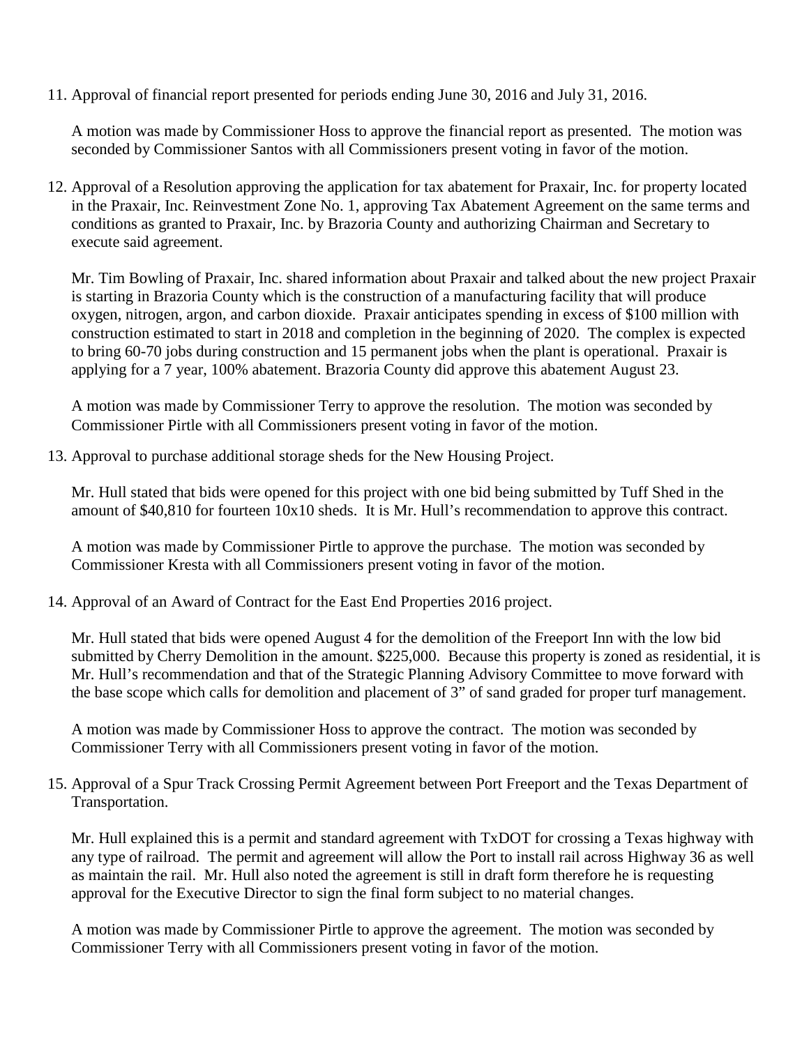11. Approval of financial report presented for periods ending June 30, 2016 and July 31, 2016.

    A motion was made by Commissioner Hoss to approve the financial report as presented. The motion was seconded by Commissioner Santos with all Commissioners present voting in favor of the motion.

12. Approval of a Resolution approving the application for tax abatement for Praxair, Inc. for property located in the Praxair, Inc. Reinvestment Zone No. 1, approving Tax Abatement Agreement on the same terms and conditions as granted to Praxair, Inc. by Brazoria County and authorizing Chairman and Secretary to execute said agreement.

    Mr. Tim Bowling of Praxair, Inc. shared information about Praxair and talked about the new project Praxair is starting in Brazoria County which is the construction of a manufacturing facility that will produce oxygen, nitrogen, argon, and carbon dioxide. Praxair anticipates spending in excess of $100 million with construction estimated to start in 2018 and completion in the beginning of 2020. The complex is expected to bring 60-70 jobs during construction and 15 permanent jobs when the plant is operational. Praxair is applying for a 7 year, 100% abatement. Brazoria County did approve this abatement August 23.

    A motion was made by Commissioner Terry to approve the resolution. The motion was seconded by Commissioner Pirtle with all Commissioners present voting in favor of the motion.

13. Approval to purchase additional storage sheds for the New Housing Project.

    Mr. Hull stated that bids were opened for this project with one bid being submitted by Tuff Shed in the amount of $40,810 for fourteen 10x10 sheds. It is Mr. Hull's recommendation to approve this contract.

    A motion was made by Commissioner Pirtle to approve the purchase. The motion was seconded by Commissioner Kresta with all Commissioners present voting in favor of the motion.

14. Approval of an Award of Contract for the East End Properties 2016 project.

    Mr. Hull stated that bids were opened August 4 for the demolition of the Freeport Inn with the low bid submitted by Cherry Demolition in the amount. $225,000. Because this property is zoned as residential, it is Mr. Hull's recommendation and that of the Strategic Planning Advisory Committee to move forward with the base scope which calls for demolition and placement of 3" of sand graded for proper turf management.

    A motion was made by Commissioner Hoss to approve the contract. The motion was seconded by Commissioner Terry with all Commissioners present voting in favor of the motion.

15. Approval of a Spur Track Crossing Permit Agreement between Port Freeport and the Texas Department of Transportation.

    Mr. Hull explained this is a permit and standard agreement with TxDOT for crossing a Texas highway with any type of railroad. The permit and agreement will allow the Port to install rail across Highway 36 as well as maintain the rail. Mr. Hull also noted the agreement is still in draft form therefore he is requesting approval for the Executive Director to sign the final form subject to no material changes.

    A motion was made by Commissioner Pirtle to approve the agreement. The motion was seconded by Commissioner Terry with all Commissioners present voting in favor of the motion.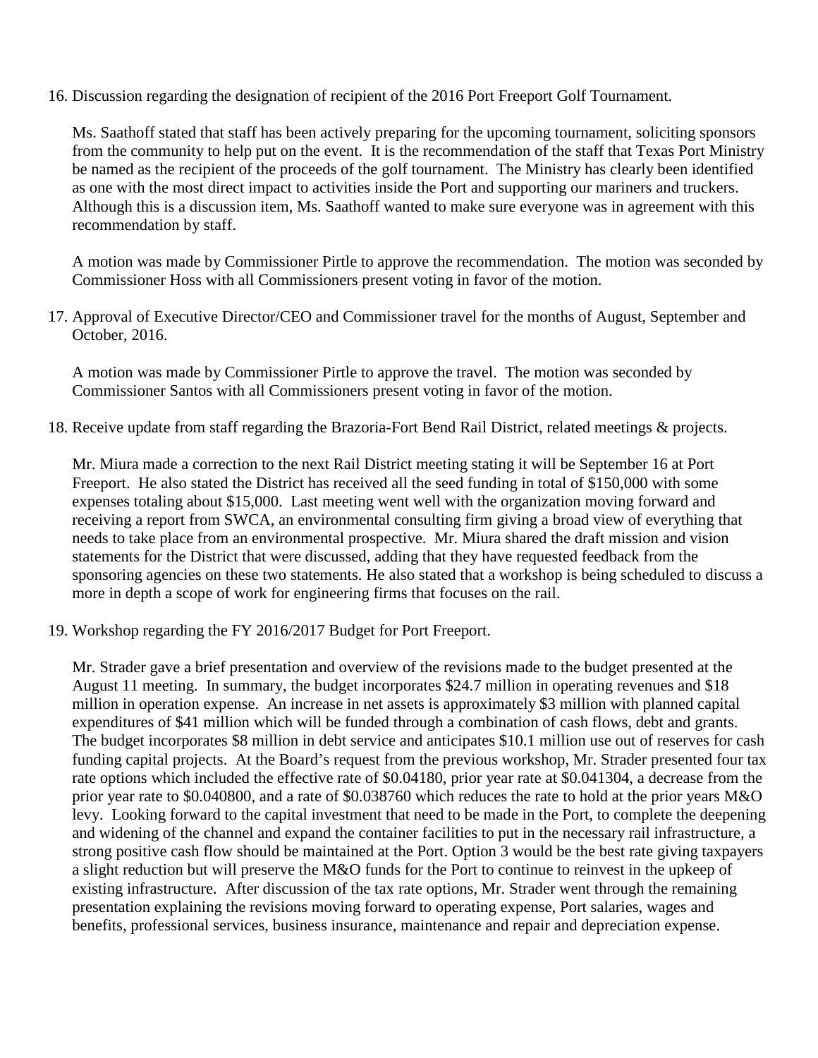16. Discussion regarding the designation of recipient of the 2016 Port Freeport Golf Tournament.

    Ms. Saathoff stated that staff has been actively preparing for the upcoming tournament, soliciting sponsors from the community to help put on the event. It is the recommendation of the staff that Texas Port Ministry be named as the recipient of the proceeds of the golf tournament. The Ministry has clearly been identified as one with the most direct impact to activities inside the Port and supporting our mariners and truckers. Although this is a discussion item, Ms. Saathoff wanted to make sure everyone was in agreement with this recommendation by staff.

    A motion was made by Commissioner Pirtle to approve the recommendation. The motion was seconded by Commissioner Hoss with all Commissioners present voting in favor of the motion.

17. Approval of Executive Director/CEO and Commissioner travel for the months of August, September and October, 2016.

    A motion was made by Commissioner Pirtle to approve the travel. The motion was seconded by Commissioner Santos with all Commissioners present voting in favor of the motion.

18. Receive update from staff regarding the Brazoria-Fort Bend Rail District, related meetings & projects.

    Mr. Miura made a correction to the next Rail District meeting stating it will be September 16 at Port Freeport. He also stated the District has received all the seed funding in total of $150,000 with some expenses totaling about $15,000. Last meeting went well with the organization moving forward and receiving a report from SWCA, an environmental consulting firm giving a broad view of everything that needs to take place from an environmental prospective. Mr. Miura shared the draft mission and vision statements for the District that were discussed, adding that they have requested feedback from the sponsoring agencies on these two statements. He also stated that a workshop is being scheduled to discuss a more in depth a scope of work for engineering firms that focuses on the rail.

19. Workshop regarding the FY 2016/2017 Budget for Port Freeport.

    Mr. Strader gave a brief presentation and overview of the revisions made to the budget presented at the August 11 meeting. In summary, the budget incorporates $24.7 million in operating revenues and $18 million in operation expense. An increase in net assets is approximately $3 million with planned capital expenditures of $41 million which will be funded through a combination of cash flows, debt and grants. The budget incorporates $8 million in debt service and anticipates $10.1 million use out of reserves for cash funding capital projects. At the Board's request from the previous workshop, Mr. Strader presented four tax rate options which included the effective rate of $0.04180, prior year rate at $0.041304, a decrease from the prior year rate to $0.040800, and a rate of $0.038760 which reduces the rate to hold at the prior years M&O levy. Looking forward to the capital investment that need to be made in the Port, to complete the deepening and widening of the channel and expand the container facilities to put in the necessary rail infrastructure, a strong positive cash flow should be maintained at the Port. Option 3 would be the best rate giving taxpayers a slight reduction but will preserve the M&O funds for the Port to continue to reinvest in the upkeep of existing infrastructure. After discussion of the tax rate options, Mr. Strader went through the remaining presentation explaining the revisions moving forward to operating expense, Port salaries, wages and benefits, professional services, business insurance, maintenance and repair and depreciation expense.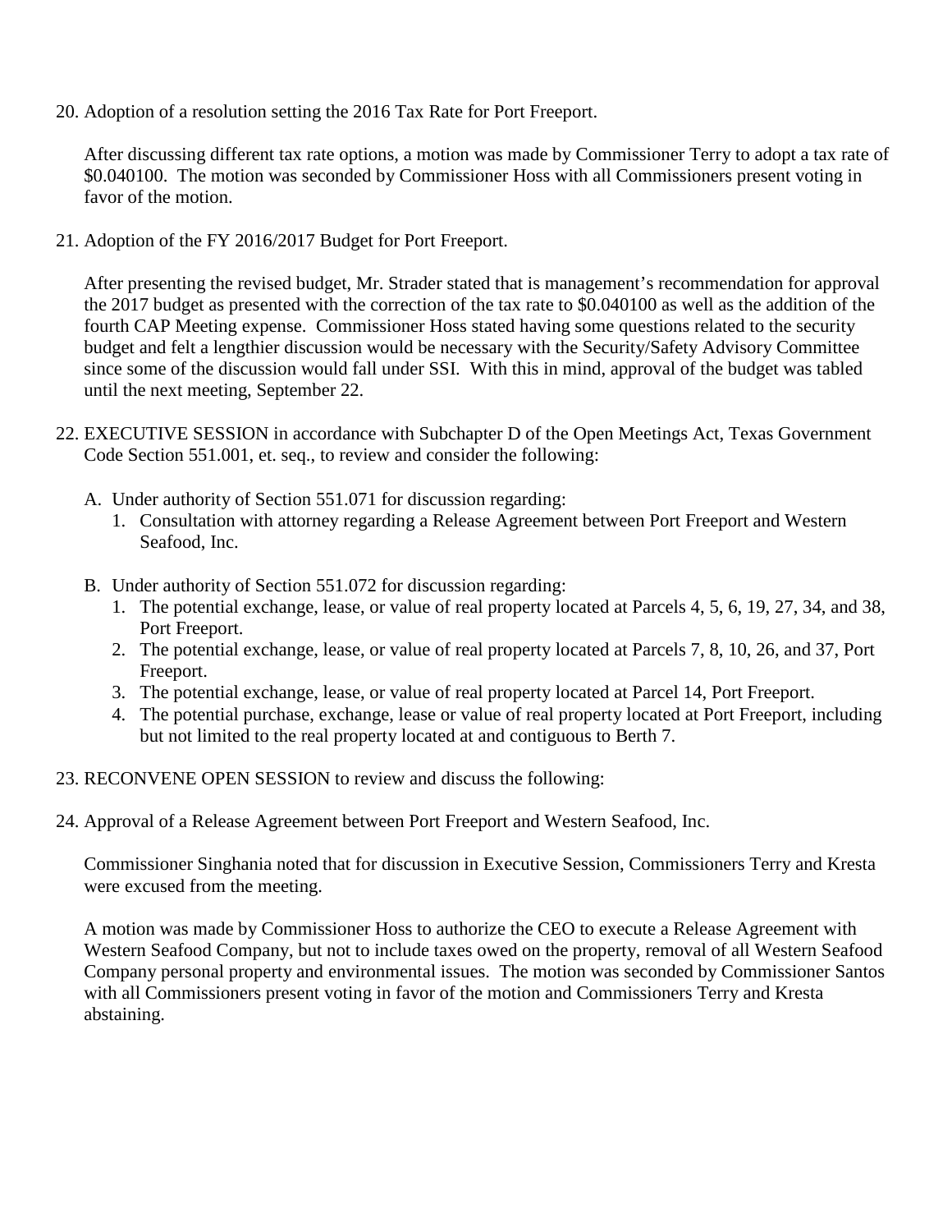20. Adoption of a resolution setting the 2016 Tax Rate for Port Freeport.

    After discussing different tax rate options, a motion was made by Commissioner Terry to adopt a tax rate of $0.040100. The motion was seconded by Commissioner Hoss with all Commissioners present voting in favor of the motion.

21. Adoption of the FY 2016/2017 Budget for Port Freeport.

    After presenting the revised budget, Mr. Strader stated that is management's recommendation for approval the 2017 budget as presented with the correction of the tax rate to $0.040100 as well as the addition of the fourth CAP Meeting expense. Commissioner Hoss stated having some questions related to the security budget and felt a lengthier discussion would be necessary with the Security/Safety Advisory Committee since some of the discussion would fall under SSI. With this in mind, approval of the budget was tabled until the next meeting, September 22.

22. EXECUTIVE SESSION in accordance with Subchapter D of the Open Meetings Act, Texas Government Code Section 551.001, et. seq., to review and consider the following:

    A. Under authority of Section 551.071 for discussion regarding:
       1. Consultation with attorney regarding a Release Agreement between Port Freeport and Western Seafood, Inc.

    B. Under authority of Section 551.072 for discussion regarding:
       1. The potential exchange, lease, or value of real property located at Parcels 4, 5, 6, 19, 27, 34, and 38, Port Freeport.
       2. The potential exchange, lease, or value of real property located at Parcels 7, 8, 10, 26, and 37, Port Freeport.
       3. The potential exchange, lease, or value of real property located at Parcel 14, Port Freeport.
       4. The potential purchase, exchange, lease or value of real property located at Port Freeport, including but not limited to the real property located at and contiguous to Berth 7.

23. RECONVENE OPEN SESSION to review and discuss the following:

24. Approval of a Release Agreement between Port Freeport and Western Seafood, Inc.

    Commissioner Singhania noted that for discussion in Executive Session, Commissioners Terry and Kresta were excused from the meeting.

    A motion was made by Commissioner Hoss to authorize the CEO to execute a Release Agreement with Western Seafood Company, but not to include taxes owed on the property, removal of all Western Seafood Company personal property and environmental issues. The motion was seconded by Commissioner Santos with all Commissioners present voting in favor of the motion and Commissioners Terry and Kresta abstaining.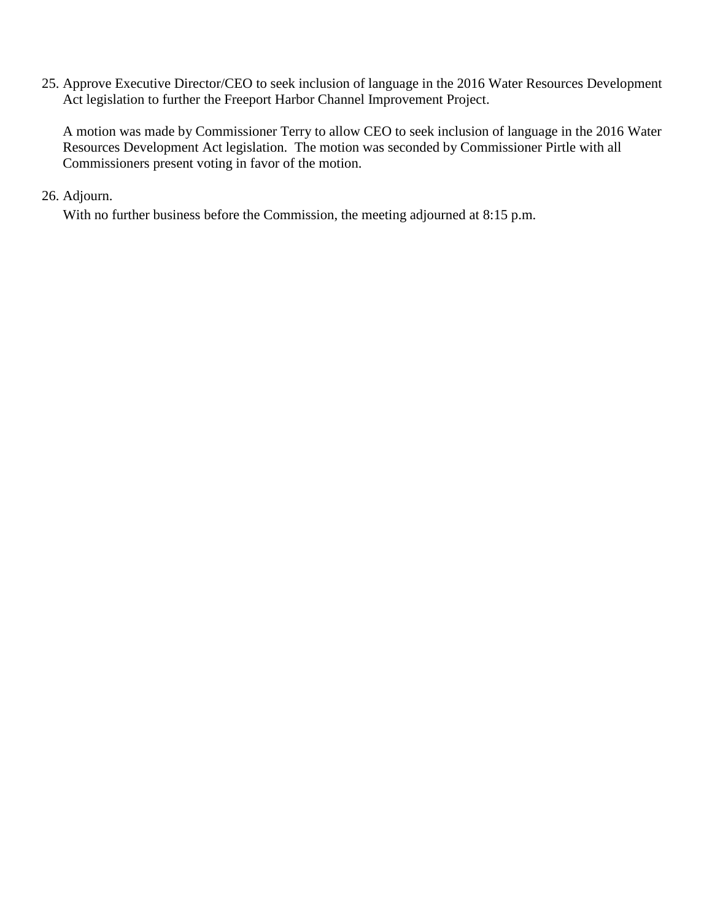25. Approve Executive Director/CEO to seek inclusion of language in the 2016 Water Resources Development Act legislation to further the Freeport Harbor Channel Improvement Project.

    A motion was made by Commissioner Terry to allow CEO to seek inclusion of language in the 2016 Water Resources Development Act legislation. The motion was seconded by Commissioner Pirtle with all Commissioners present voting in favor of the motion.

26. Adjourn.

    With no further business before the Commission, the meeting adjourned at 8:15 p.m.